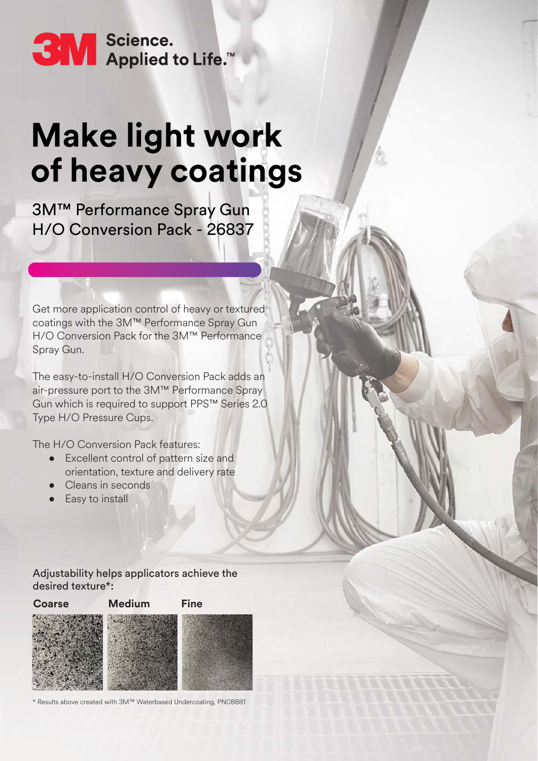3M Science. Applied to Life.™

# Make light work of heavy coatings

## 3M™ Performance Spray Gun H/O Conversion Pack - 26837

Get more application control of heavy or textured coatings with the 3M™ Performance Spray Gun H/O Conversion Pack for the 3M™ Performance Spray Gun.

The easy-to-install H/O Conversion Pack adds an air-pressure port to the 3M™ Performance Spray Gun which is required to support PPS™ Series 2.0 Type H/O Pressure Cups.

The H/O Conversion Pack features:

- Excellent control of pattern size and orientation, texture and delivery rate
- Cleans in seconds
- Easy to install

Adjustability helps applicators achieve the desired texture*:

**Coarse** **Medium** **Fine**

\* Results above created with 3M™ Waterbased Undercoating, PN08881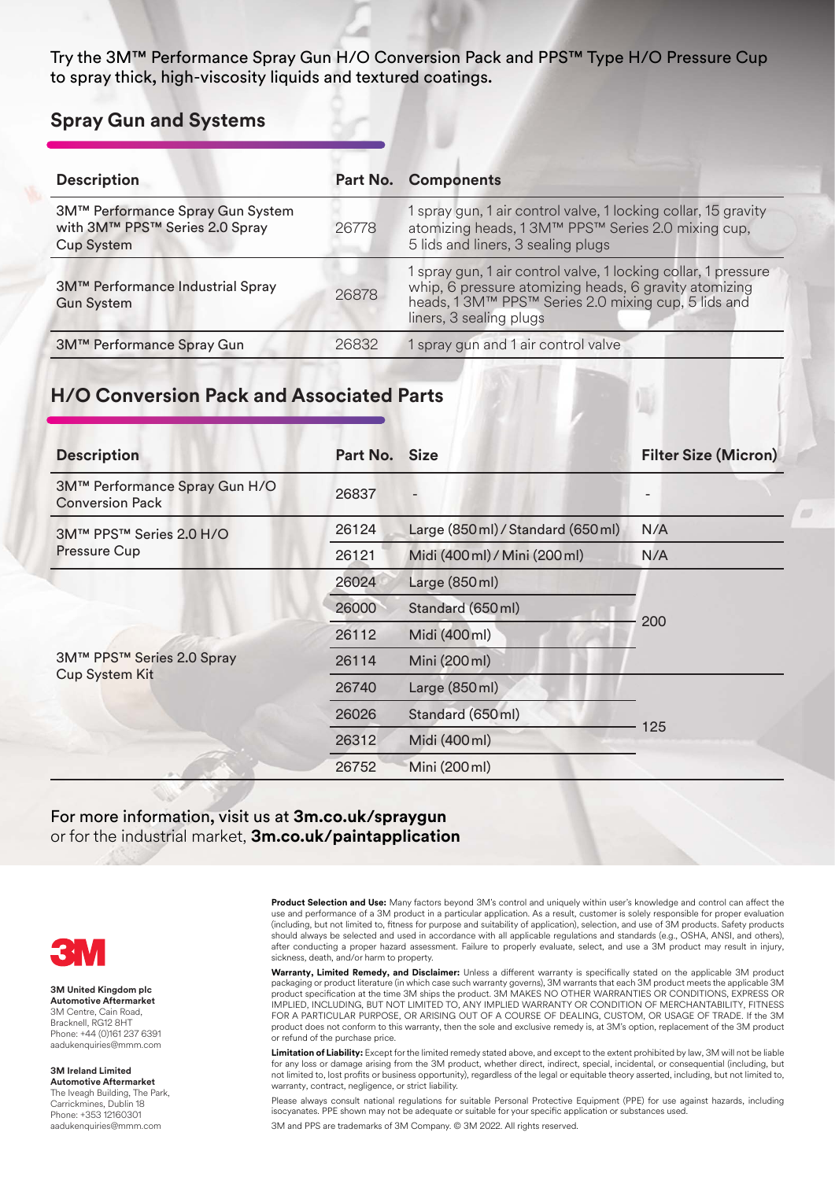Try the 3M™ Performance Spray Gun H/O Conversion Pack and PPS™ Type H/O Pressure Cup to spray thick, high-viscosity liquids and textured coatings.

## Spray Gun and Systems

| Description | Part No. | Components |
|---|---|---|
| 3M™ Performance Spray Gun System with 3M™ PPS™ Series 2.0 Spray Cup System | 26778 | 1 spray gun, 1 air control valve, 1 locking collar, 15 gravity atomizing heads, 1 3M™ PPS™ Series 2.0 mixing cup, 5 lids and liners, 3 sealing plugs |
| 3M™ Performance Industrial Spray Gun System | 26878 | 1 spray gun, 1 air control valve, 1 locking collar, 1 pressure whip, 6 pressure atomizing heads, 6 gravity atomizing heads, 1 3M™ PPS™ Series 2.0 mixing cup, 5 lids and liners, 3 sealing plugs |
| 3M™ Performance Spray Gun | 26832 | 1 spray gun and 1 air control valve |

## H/O Conversion Pack and Associated Parts

| Description | Part No. | Size | Filter Size (Micron) |
|---|---|---|---|
| 3M™ Performance Spray Gun H/O Conversion Pack | 26837 | - | - |
| 3M™ PPS™ Series 2.0 H/O Pressure Cup | 26124 | Large (850 ml) / Standard (650 ml) | N/A |
| | 26121 | Midi (400 ml) / Mini (200 ml) | N/A |
| 3M™ PPS™ Series 2.0 Spray Cup System Kit | 26024 | Large (850 ml) | 200 |
| | 26000 | Standard (650 ml) | 200 |
| | 26112 | Midi (400 ml) | 200 |
| | 26114 | Mini (200 ml) | 200 |
| | 26740 | Large (850 ml) | 125 |
| | 26026 | Standard (650 ml) | 125 |
| | 26312 | Midi (400 ml) | 125 |
| | 26752 | Mini (200 ml) | 125 |

For more information, visit us at **3m.co.uk/spraygun**
or for the industrial market, **3m.co.uk/paintapplication**

**3M United Kingdom plc**
**Automotive Aftermarket**
3M Centre, Cain Road,
Bracknell, RG12 8HT
Phone: +44 (0)161 237 6391
aadukenquiries@mmm.com

**3M Ireland Limited**
**Automotive Aftermarket**
The Iveagh Building, The Park,
Carrickmines, Dublin 18
Phone: +353 12160301
aadukenquiries@mmm.com

**Product Selection and Use:** Many factors beyond 3M's control and uniquely within user's knowledge and control can affect the use and performance of a 3M product in a particular application. As a result, customer is solely responsible for proper evaluation (including, but not limited to, fitness for purpose and suitability of application), selection, and use of 3M products. Safety products should always be selected and used in accordance with all applicable regulations and standards (e.g., OSHA, ANSI, and others), after conducting a proper hazard assessment. Failure to properly evaluate, select, and use a 3M product may result in injury, sickness, death, and/or harm to property.

**Warranty, Limited Remedy, and Disclaimer:** Unless a different warranty is specifically stated on the applicable 3M product packaging or product literature (in which case such warranty governs), 3M warrants that each 3M product meets the applicable 3M product specification at the time 3M ships the product. 3M MAKES NO OTHER WARRANTIES OR CONDITIONS, EXPRESS OR IMPLIED, INCLUDING, BUT NOT LIMITED TO, ANY IMPLIED WARRANTY OR CONDITION OF MERCHANTABILITY, FITNESS FOR A PARTICULAR PURPOSE, OR ARISING OUT OF A COURSE OF DEALING, CUSTOM, OR USAGE OF TRADE. If the 3M product does not conform to this warranty, then the sole and exclusive remedy is, at 3M's option, replacement of the 3M product or refund of the purchase price.

**Limitation of Liability:** Except for the limited remedy stated above, and except to the extent prohibited by law, 3M will not be liable for any loss or damage arising from the 3M product, whether direct, indirect, special, incidental, or consequential (including, but not limited to, lost profits or business opportunity), regardless of the legal or equitable theory asserted, including, but not limited to, warranty, contract, negligence, or strict liability.

Please always consult national regulations for suitable Personal Protective Equipment (PPE) for use against hazards, including isocyanates. PPE shown may not be adequate or suitable for your specific application or substances used.

3M and PPS are trademarks of 3M Company. © 3M 2022. All rights reserved.